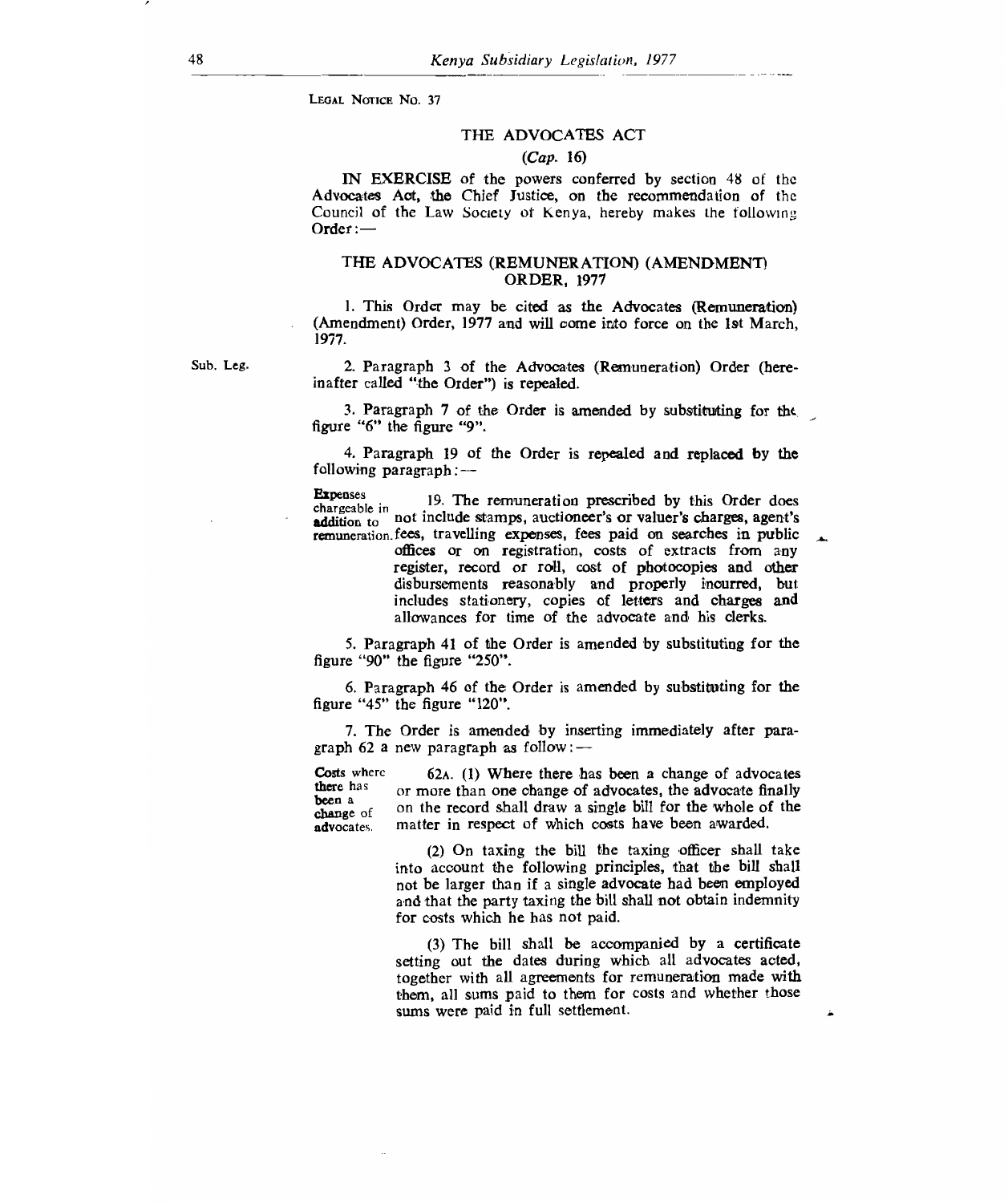LEGAL NOTICE NO. 37

## THE ADVOCATES ACT

*(Cap. 16)*

IN EXERCISE of the powers conferred by section 48 of the Advocates Act, the Chief Justice, on the recommendation of the Council of the Law Society of Kenya, hereby makes the following Order:—

### THE ADVOCATES (REMUNERATION) (AMENDMENT) ORDER, 1977

1. This Order may be cited as the Advocates (Remuneration) (Amendment) Order, 1977 and will come into force on the 1st March, 1977.

Sub. Leg.

2. Paragraph 3 of the Advocates (Remuneration) Order (hereinafter called "the Order") is repealed.

3. Paragraph 7 of the Order is amended by substituting for the figure "6" the figure "9".

4. Paragraph 19 of the Order is repealed and replaced by the following paragraph:—

Expenses chargeable in addition to remuneration.

19. The remuneration prescribed by this Order does not include stamps, auctioneer's or valuer's charges, agent's fees, travelling expenses, fees paid on searches in public offices or on registration, costs of extracts from any register, record or roll, cost of photocopies and other disbursements reasonably and properly incurred, but includes stationery, copies of letters and charges and allowances for time of the advocate and his clerks.

5. Paragraph 41 of the Order is amended by substituting for the figure "90" the figure "250".

6. Paragraph 46 of the Order is amended by substituting for the figure "45" the figure "120".

7. The Order is amended by inserting immediately after paragraph 62 a new paragraph as follow:—

Costs where there has been a change of advocates.

62A. (1) Where there has been a change of advocates or more than one change of advocates, the advocate finally on the record shall draw a single bill for the whole of the matter in respect of which costs have been awarded.

(2) On taxing the bill the taxing officer shall take into account the following principles, that the bill shall not be larger than if a single advocate had been employed and that the party taxing the bill shall not obtain indemnity for costs which he has not paid.

(3) The bill shall be accompanied by a certificate setting out the dates during which all advocates acted, together with all agreements for remuneration made with them, all sums paid to them for costs and whether those sums were paid in full settlement.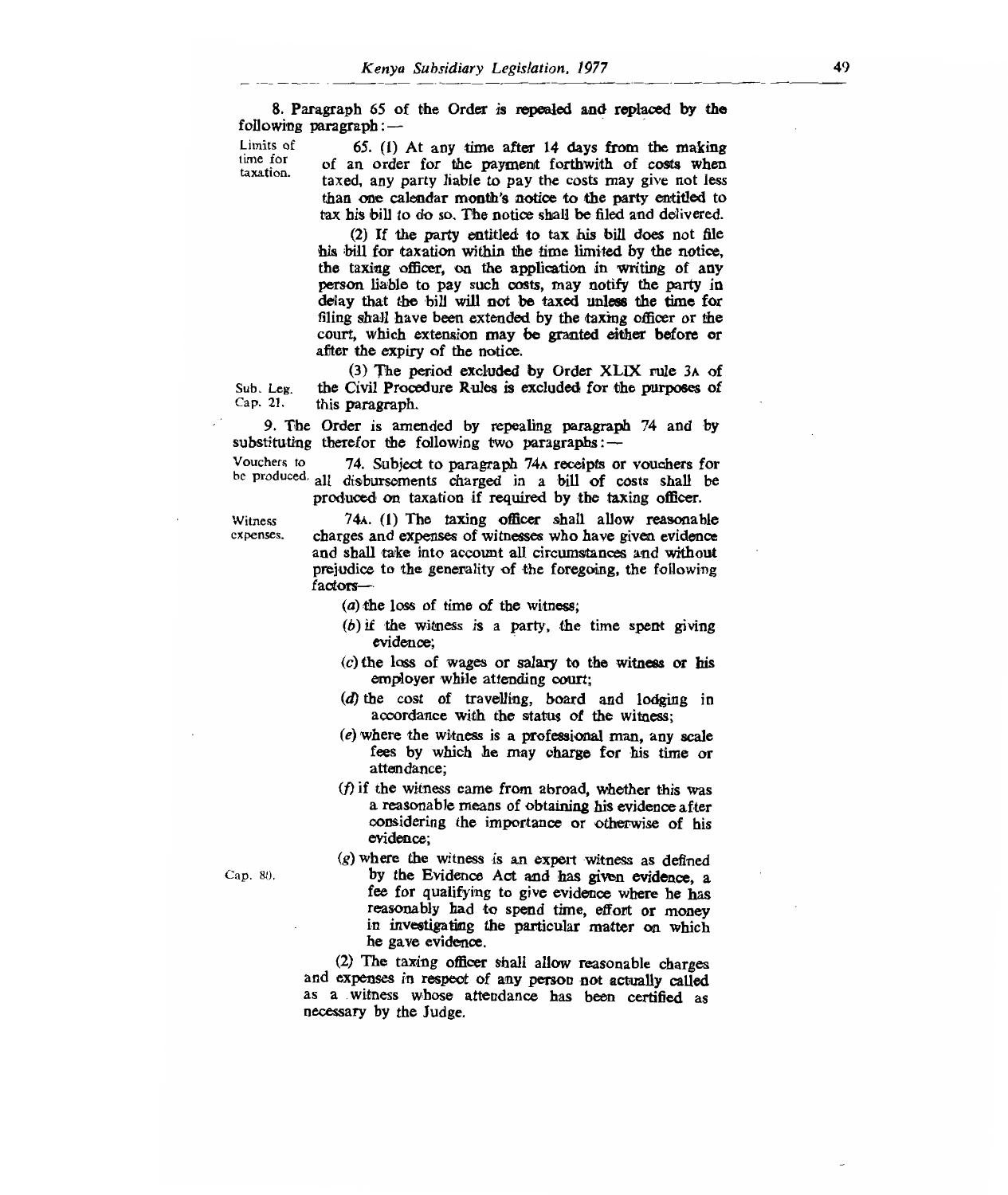8. Paragraph 65 of the Order is repealed and replaced by the following paragraph:—

Limits of time for taxation.

65. (1) At any time after 14 days from the making of an order for the payment forthwith of costs when taxed, any party liable to pay the costs may give not less than one calendar month's notice to the party entitled to tax his bill to do so. The notice shall be filed and delivered.

(2) If the party entitled to tax his bill does not file his bill for taxation within the time limited by the notice, the taxing officer, on the application in writing of any person liable to pay such costs, may notify the party in delay that the bill will not be taxed unless the time for filing shall have been extended by the taxing officer or the court, which extension may be granted either before or after the expiry of the notice.

Sub. Leg. Cap. 21.

(3) The period excluded by Order XLIX rule 3A of the Civil Procedure Rules is excluded for the purposes of this paragraph.

9. The Order is amended by repealing paragraph 74 and by substituting therefor the following two paragraphs:—

Vouchers to be produced.

74. Subject to paragraph 74A receipts or vouchers for all disbursements charged in a bill of costs shall be produced on taxation if required by the taxing officer.

Witness expenses.

74A. (1) The taxing officer shall allow reasonable charges and expenses of witnesses who have given evidence and shall take into account all circumstances and without prejudice to the generality of the foregoing, the following factors—

(a) the loss of time of the witness;

(b) if the witness is a party, the time spent giving evidence;

(c) the loss of wages or salary to the witness or his employer while attending court;

(d) the cost of travelling, board and lodging in accordance with the status of the witness;

(e) where the witness is a professional man, any scale fees by which he may charge for his time or attendance;

(f) if the witness came from abroad, whether this was a reasonable means of obtaining his evidence after considering the importance or otherwise of his evidence;

Cap. 80.

(g) where the witness is an expert witness as defined by the Evidence Act and has given evidence, a fee for qualifying to give evidence where he has reasonably had to spend time, effort or money in investigating the particular matter on which he gave evidence.

(2) The taxing officer shall allow reasonable charges and expenses in respect of any person not actually called as a witness whose attendance has been certified as necessary by the Judge.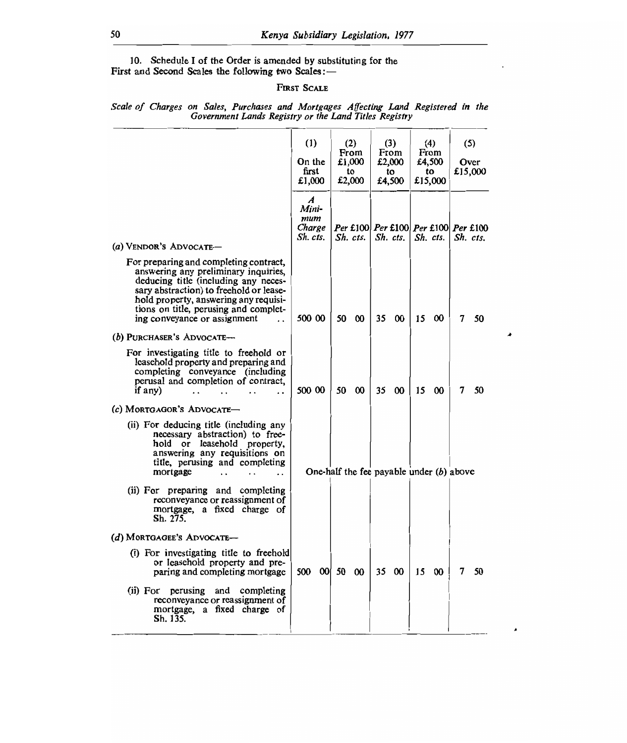10. Schedule I of the Order is amended by substituting for the First and Second Scales the following two Scales:—

## FIRST SCALE

*Scale of Charges on Sales, Purchases and Mortgages Affecting Land Registered in the Government Lands Registry or the Land Titles Registry*

| | (1) On the first £1,000 | (2) From £1,000 to £2,000 | (3) From £2,000 to £4,500 | (4) From £4,500 to £15,000 | (5) Over £15,000 |
|---|---|---|---|---|---|
| | *A Minimum Charge Sh. cts.* | *Per £100 Sh. cts.* | *Per £100 Sh. cts.* | *Per £100 Sh. cts.* | *Per £100 Sh. cts.* |
| (a) VENDOR'S ADVOCATE— | | | | | |
| For preparing and completing contract, answering any preliminary inquiries, deducing title (including any necessary abstraction) to freehold or leasehold property, answering any requisitions on title, perusing and completing conveyance or assignment .. | 500 00 | 50 00 | 35 00 | 15 00 | 7 50 |
| (b) PURCHASER'S ADVOCATE— | | | | | |
| For investigating title to freehold or leasehold property and preparing and completing conveyance (including perusal and completion of contract, if any) .. .. .. .. | 500 00 | 50 00 | 35 00 | 15 00 | 7 50 |
| (c) MORTGAGOR'S ADVOCATE— | | | | | |
| (ii) For deducing title (including any necessary abstraction) to freehold or leasehold property, answering any requisitions on title, perusing and completing mortgage .. .. .. | One-half the fee payable under (b) above | | | | |
| (ii) For preparing and completing reconveyance or reassignment of mortgage, a fixed charge of Sh. 275. | | | | | |
| (d) MORTGAGEE'S ADVOCATE— | | | | | |
| (i) For investigating title to freehold or leasehold property and preparing and completing mortgage | 500 00 | 50 00 | 35 00 | 15 00 | 7 50 |
| (ii) For perusing and completing reconveyance or reassignment of mortgage, a fixed charge of Sh. 135. | | | | | |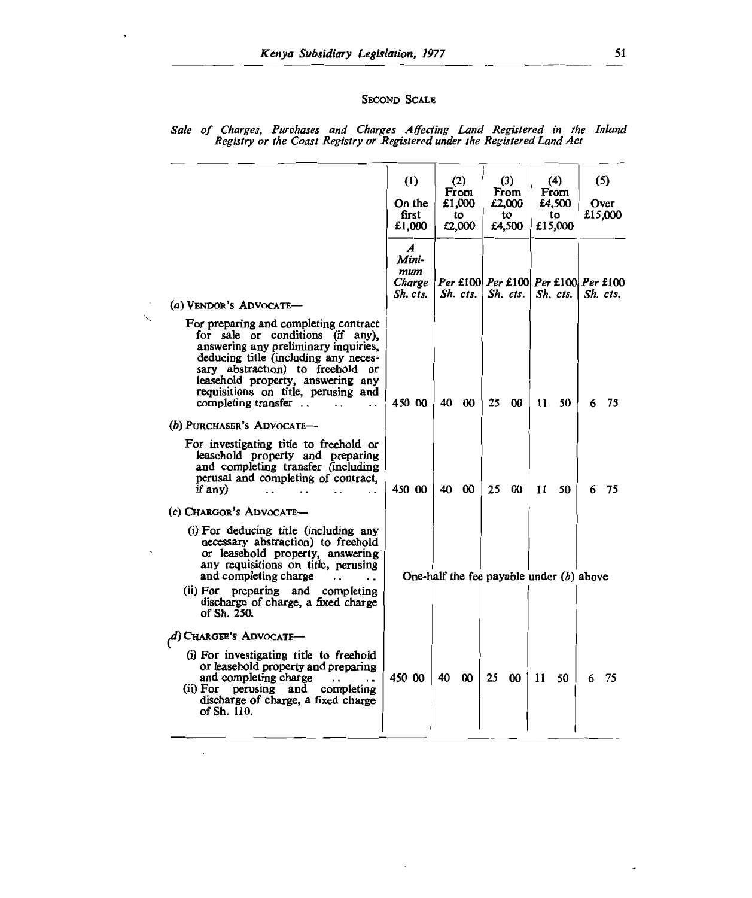## SECOND SCALE

*Sale of Charges, Purchases and Charges Affecting Land Registered in the Inland Registry or the Coast Registry or Registered under the Registered Land Act*

| | (1) On the first £1,000 | (2) From £1,000 to £2,000 | (3) From £2,000 to £4,500 | (4) From £4,500 to £15,000 | (5) Over £15,000 |
|---|---|---|---|---|---|
| | *A Minimum Charge Sh. cts.* | *Per £100 Sh. cts.* | *Per £100 Sh. cts.* | *Per £100 Sh. cts.* | *Per £100 Sh. cts.* |
| (a) VENDOR'S ADVOCATE— | | | | | |
| For preparing and completing contract for sale or conditions (if any), answering any preliminary inquiries, deducing title (including any necessary abstraction) to freehold or leasehold property, answering any requisitions on title, perusing and completing transfer .. .. .. | 450 00 | 40 00 | 25 00 | 11 50 | 6 75 |
| (b) PURCHASER'S ADVOCATE— | | | | | |
| For investigating title to freehold or leasehold property and preparing and completing transfer (including perusal and completing of contract, if any) .. .. .. .. | 450 00 | 40 00 | 25 00 | 11 50 | 6 75 |
| (c) CHARGOR'S ADVOCATE— | | | | | |
| (i) For deducing title (including any necessary abstraction) to freehold or leasehold property, answering any requisitions on title, perusing and completing charge .. .. | One-half the fee payable under (b) above | | | | |
| (ii) For preparing and completing discharge of charge, a fixed charge of Sh. 250. | | | | | |
| (d) CHARGEE'S ADVOCATE— | | | | | |
| (i) For investigating title to freehold or leasehold property and preparing and completing charge .. .. | 450 00 | 40 00 | 25 00 | 11 50 | 6 75 |
| (ii) For perusing and completing discharge of charge, a fixed charge of Sh. 110. | | | | | |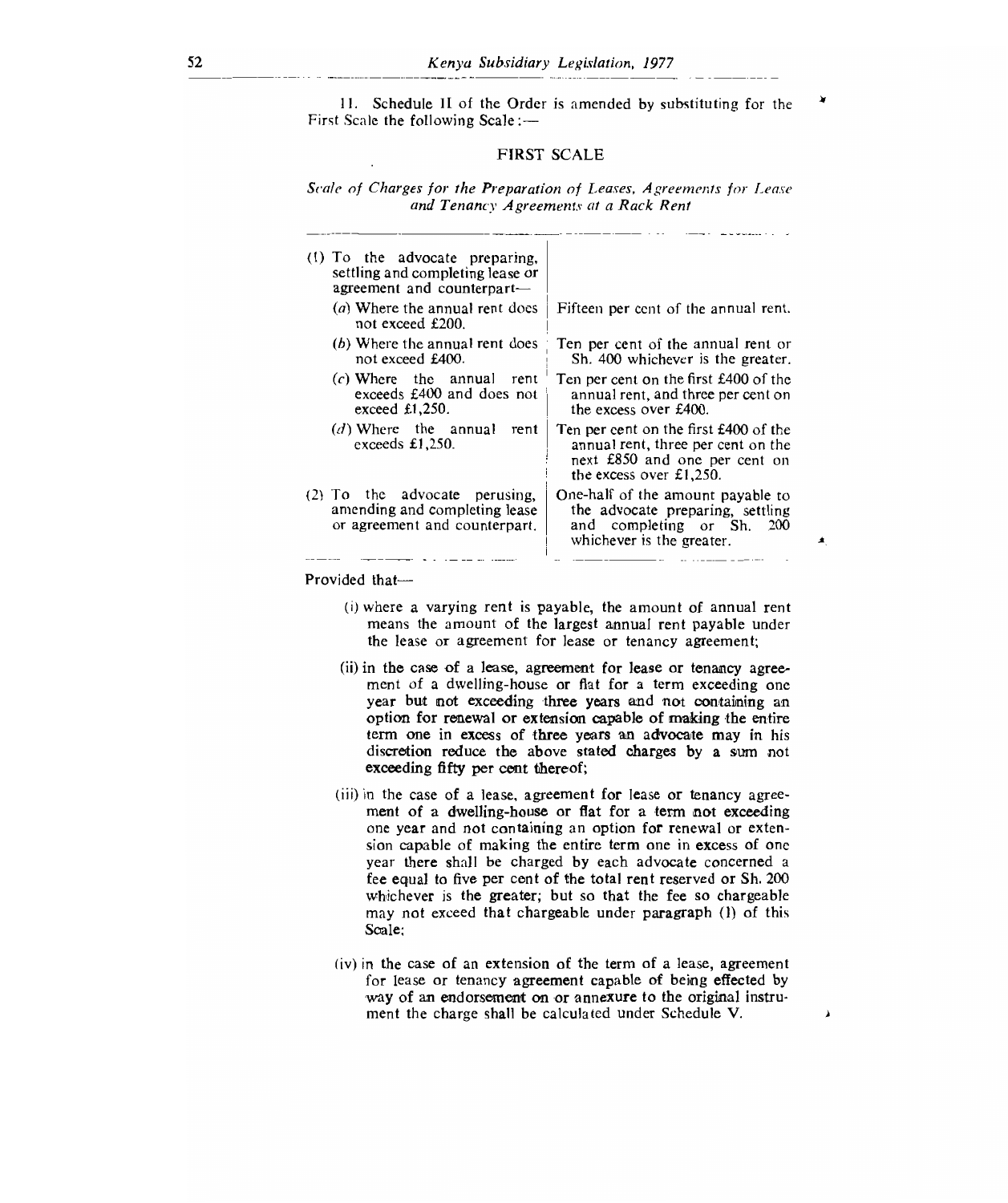11. Schedule II of the Order is amended by substituting for the First Scale the following Scale:—

## FIRST SCALE

*Scale of Charges for the Preparation of Leases, Agreements for Lease and Tenancy Agreements at a Rack Rent*

| | |
|---|---|
| (1) To the advocate preparing, settling and completing lease or agreement and counterpart— | |
| (a) Where the annual rent does not exceed £200. | Fifteen per cent of the annual rent. |
| (b) Where the annual rent does not exceed £400. | Ten per cent of the annual rent or Sh. 400 whichever is the greater. |
| (c) Where the annual rent exceeds £400 and does not exceed £1,250. | Ten per cent on the first £400 of the annual rent, and three per cent on the excess over £400. |
| (d) Where the annual rent exceeds £1,250. | Ten per cent on the first £400 of the annual rent, three per cent on the next £850 and one per cent on the excess over £1,250. |
| (2) To the advocate perusing, amending and completing lease or agreement and counterpart. | One-half of the amount payable to the advocate preparing, settling and completing or Sh. 200 whichever is the greater. |

Provided that—

(i) where a varying rent is payable, the amount of annual rent means the amount of the largest annual rent payable under the lease or agreement for lease or tenancy agreement;

(ii) in the case of a lease, agreement for lease or tenancy agreement of a dwelling-house or flat for a term exceeding one year but not exceeding three years and not containing an option for renewal or extension capable of making the entire term one in excess of three years an advocate may in his discretion reduce the above stated charges by a sum not exceeding fifty per cent thereof;

(iii) in the case of a lease, agreement for lease or tenancy agreement of a dwelling-house or flat for a term not exceeding one year and not containing an option for renewal or extension capable of making the entire term one in excess of one year there shall be charged by each advocate concerned a fee equal to five per cent of the total rent reserved or Sh. 200 whichever is the greater; but so that the fee so chargeable may not exceed that chargeable under paragraph (1) of this Scale;

(iv) in the case of an extension of the term of a lease, agreement for lease or tenancy agreement capable of being effected by way of an endorsement on or annexure to the original instrument the charge shall be calculated under Schedule V.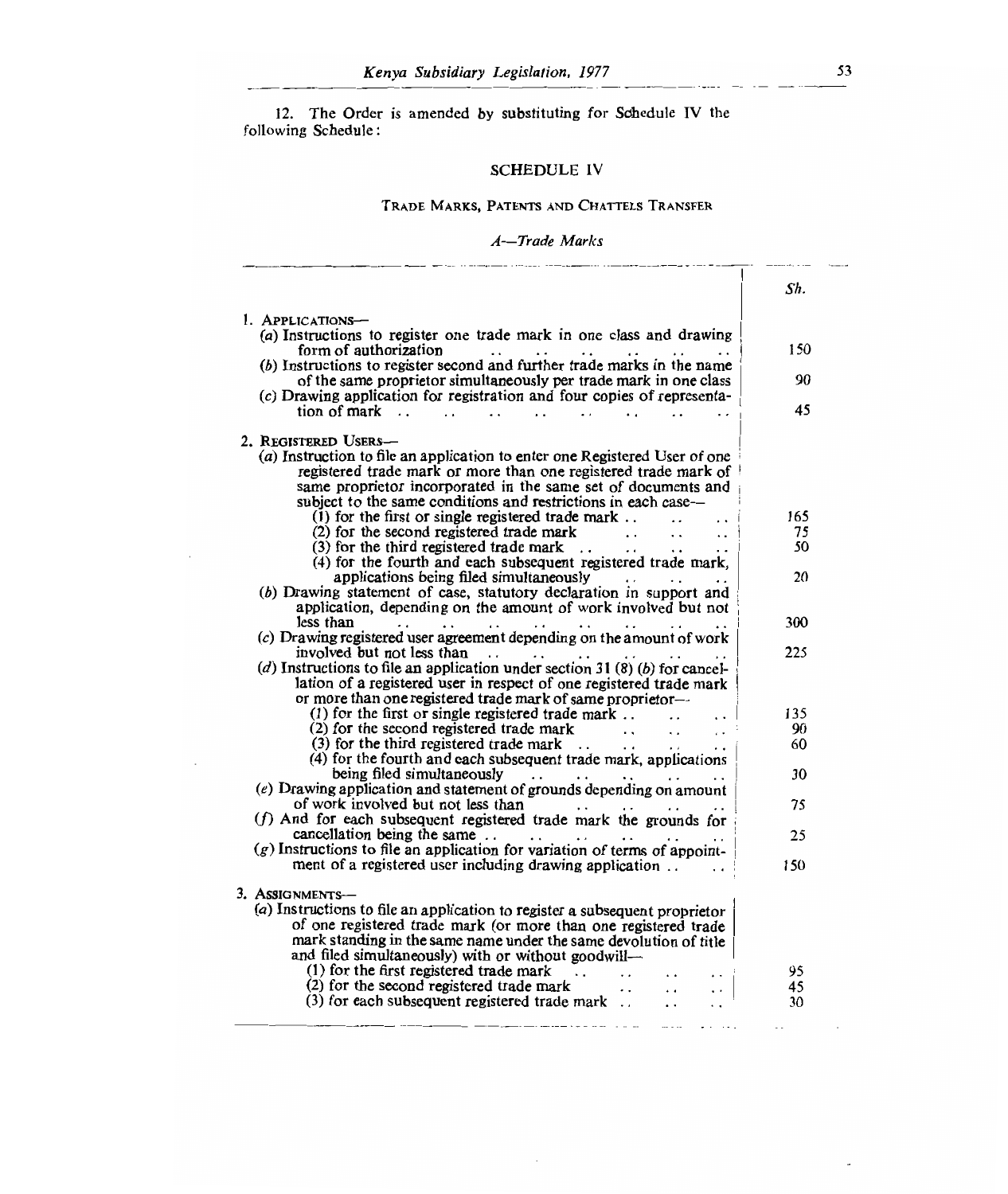12. The Order is amended by substituting for Schedule IV the following Schedule:

## SCHEDULE IV

### TRADE MARKS, PATENTS AND CHATTELS TRANSFER

#### *A—Trade Marks*

| | Sh. |
|---|---|
| 1. APPLICATIONS— | |
| (a) Instructions to register one trade mark in one class and drawing form of authorization | 150 |
| (b) Instructions to register second and further trade marks in the name of the same proprietor simultaneously per trade mark in one class | 90 |
| (c) Drawing application for registration and four copies of representation of mark | 45 |
| 2. REGISTERED USERS— | |
| (a) Instruction to file an application to enter one Registered User of one registered trade mark or more than one registered trade mark of same proprietor incorporated in the same set of documents and subject to the same conditions and restrictions in each case— | |
| (1) for the first or single registered trade mark | 165 |
| (2) for the second registered trade mark | 75 |
| (3) for the third registered trade mark | 50 |
| (4) for the fourth and each subsequent registered trade mark, applications being filed simultaneously | 20 |
| (b) Drawing statement of case, statutory declaration in support and application, depending on the amount of work involved but not less than | 300 |
| (c) Drawing registered user agreement depending on the amount of work involved but not less than | 225 |
| (d) Instructions to file an application under section 31 (8) (b) for cancellation of a registered user in respect of one registered trade mark or more than one registered trade mark of same proprietor— | |
| (1) for the first or single registered trade mark | 135 |
| (2) for the second registered trade mark | 90 |
| (3) for the third registered trade mark | 60 |
| (4) for the fourth and each subsequent trade mark, applications being filed simultaneously | 30 |
| (e) Drawing application and statement of grounds depending on amount of work involved but not less than | 75 |
| (f) And for each subsequent registered trade mark the grounds for cancellation being the same | 25 |
| (g) Instructions to file an application for variation of terms of appointment of a registered user including drawing application | 150 |
| 3. ASSIGNMENTS— | |
| (a) Instructions to file an application to register a subsequent proprietor of one registered trade mark (or more than one registered trade mark standing in the same name under the same devolution of title and filed simultaneously) with or without goodwill— | |
| (1) for the first registered trade mark | 95 |
| (2) for the second registered trade mark | 45 |
| (3) for each subsequent registered trade mark | 30 |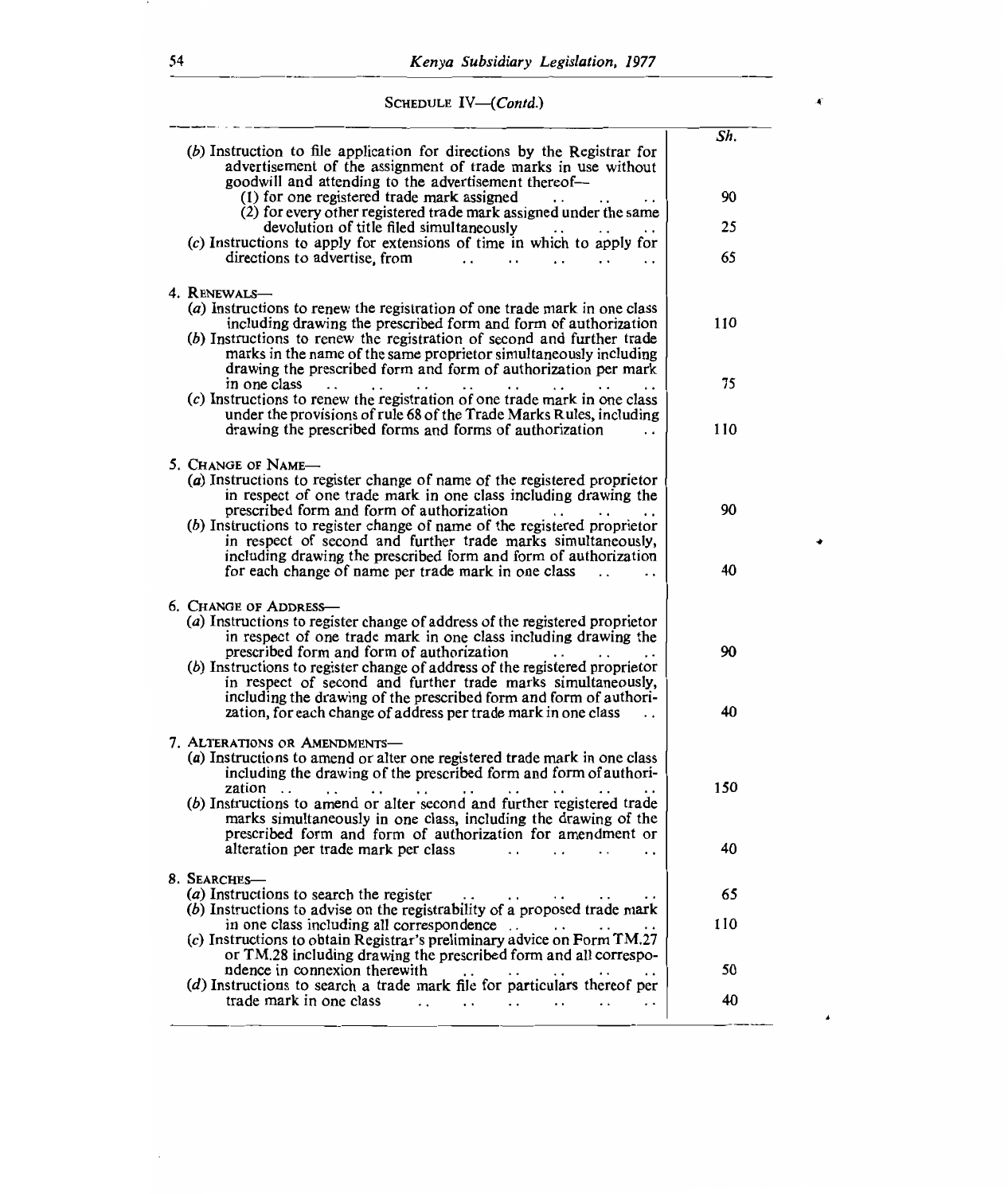SCHEDULE IV—(*Contd.*)

| | Sh. |
|---|---|
| (*b*) Instruction to file application for directions by the Registrar for advertisement of the assignment of trade marks in use without goodwill and attending to the advertisement thereof— | |
| (1) for one registered trade mark assigned .. .. .. | 90 |
| (2) for every other registered trade mark assigned under the same devolution of title filed simultaneously .. .. .. | 25 |
| (*c*) Instructions to apply for extensions of time in which to apply for directions to advertise, from .. .. .. .. .. | 65 |
| 4. RENEWALS— | |
| (*a*) Instructions to renew the registration of one trade mark in one class including drawing the prescribed form and form of authorization | 110 |
| (*b*) Instructions to renew the registration of second and further trade marks in the name of the same proprietor simultaneously including drawing the prescribed form and form of authorization per mark in one class .. .. .. .. .. .. .. | 75 |
| (*c*) Instructions to renew the registration of one trade mark in one class under the provisions of rule 68 of the Trade Marks Rules, including drawing the prescribed forms and forms of authorization .. | 110 |
| 5. CHANGE OF NAME— | |
| (*a*) Instructions to register change of name of the registered proprietor in respect of one trade mark in one class including drawing the prescribed form and form of authorization .. .. .. | 90 |
| (*b*) Instructions to register change of name of the registered proprietor in respect of second and further trade marks simultaneously, including drawing the prescribed form and form of authorization for each change of name per trade mark in one class .. .. | 40 |
| 6. CHANGE OF ADDRESS— | |
| (*a*) Instructions to register change of address of the registered proprietor in respect of one trade mark in one class including drawing the prescribed form and form of authorization .. .. .. | 90 |
| (*b*) Instructions to register change of address of the registered proprietor in respect of second and further trade marks simultaneously, including the drawing of the prescribed form and form of authorization, for each change of address per trade mark in one class .. | 40 |
| 7. ALTERATIONS OR AMENDMENTS— | |
| (*a*) Instructions to amend or alter one registered trade mark in one class including the drawing of the prescribed form and form of authorization .. .. .. .. .. .. .. .. .. | 150 |
| (*b*) Instructions to amend or alter second and further registered trade marks simultaneously in one class, including the drawing of the prescribed form and form of authorization for amendment or alteration per trade mark per class .. .. .. .. | 40 |
| 8. SEARCHES— | |
| (*a*) Instructions to search the register .. .. .. .. .. | 65 |
| (*b*) Instructions to advise on the registrability of a proposed trade mark in one class including all correspondence .. .. .. .. | 110 |
| (*c*) Instructions to obtain Registrar's preliminary advice on Form TM.27 or TM.28 including drawing the prescribed form and all correspondence in connexion therewith .. .. .. .. .. .. | 50 |
| (*d*) Instructions to search a trade mark file for particulars thereof per trade mark in one class .. .. .. .. .. .. | 40 |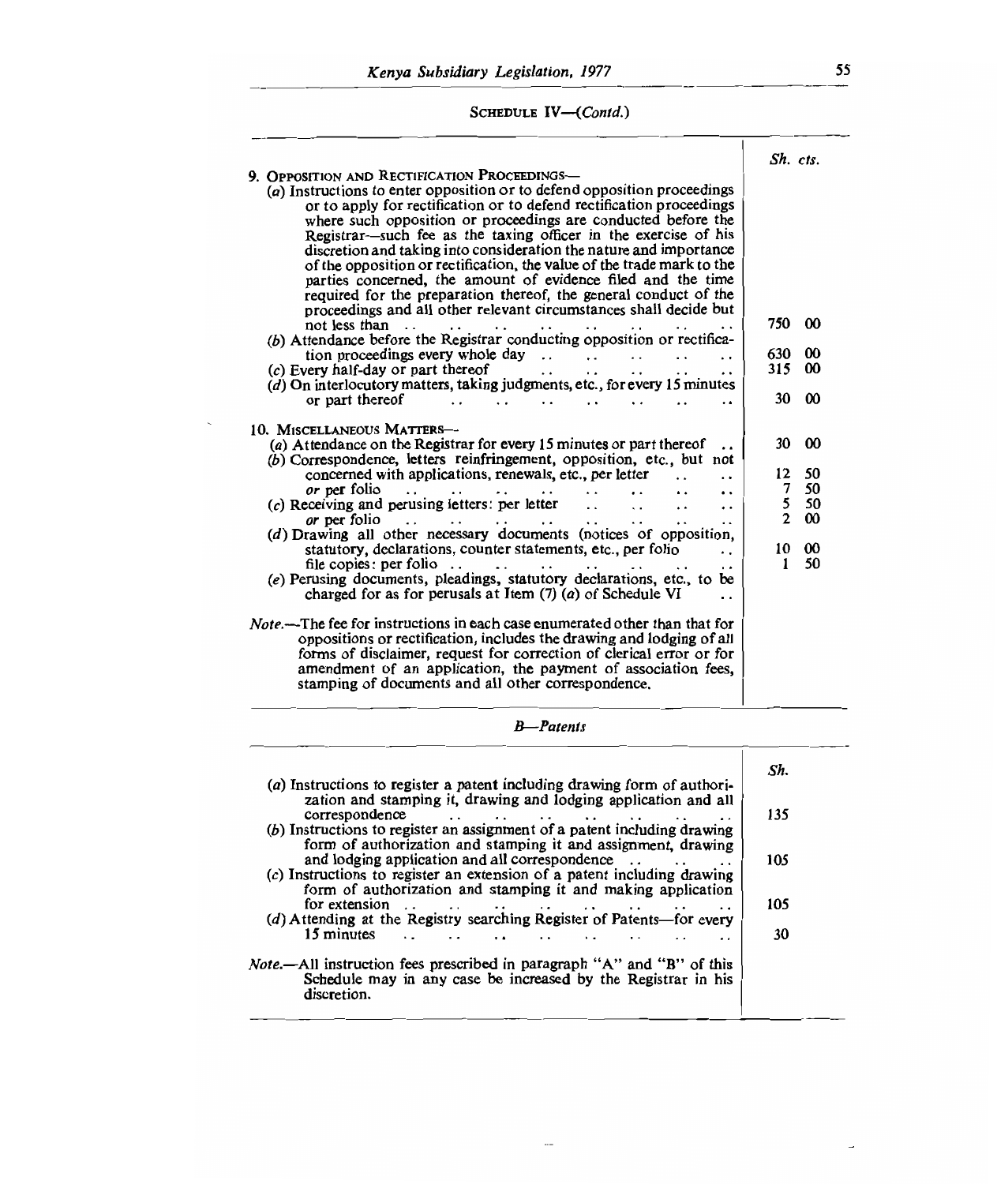SCHEDULE IV—(*Contd.*)

| | Sh. | cts. |
|---|---|---|
| 9. OPPOSITION AND RECTIFICATION PROCEEDINGS— | | |
| (*a*) Instructions to enter opposition or to defend opposition proceedings or to apply for rectification or to defend rectification proceedings where such opposition or proceedings are conducted before the Registrar—such fee as the taxing officer in the exercise of his discretion and taking into consideration the nature and importance of the opposition or rectification, the value of the trade mark to the parties concerned, the amount of evidence filed and the time required for the preparation thereof, the general conduct of the proceedings and all other relevant circumstances shall decide but not less than | 750 | 00 |
| (*b*) Attendance before the Registrar conducting opposition or rectification proceedings every whole day | 630 | 00 |
| (*c*) Every half-day or part thereof | 315 | 00 |
| (*d*) On interlocutory matters, taking judgments, etc., for every 15 minutes or part thereof | 30 | 00 |
| 10. MISCELLANEOUS MATTERS— | | |
| (*a*) Attendance on the Registrar for every 15 minutes or part thereof | 30 | 00 |
| (*b*) Correspondence, letters reinfringement, opposition, etc., but not concerned with applications, renewals, etc., per letter | 12 | 50 |
| *or* per folio | 7 | 50 |
| (*c*) Receiving and perusing letters: per letter | 5 | 50 |
| *or* per folio | 2 | 00 |
| (*d*) Drawing all other necessary documents (notices of opposition, statutory, declarations, counter statements, etc., per folio | 10 | 00 |
| file copies: per folio | 1 | 50 |
| (*e*) Perusing documents, pleadings, statutory declarations, etc., to be charged for as for perusals at Item (7) (*a*) of Schedule VI | | |
| *Note.*—The fee for instructions in each case enumerated other than that for oppositions or rectification, includes the drawing and lodging of all forms of disclaimer, request for correction of clerical error or for amendment of an application, the payment of association fees, stamping of documents and all other correspondence. | | |

*B—Patents*

| | Sh. |
|---|---|
| (*a*) Instructions to register a patent including drawing form of authorization and stamping it, drawing and lodging application and all correspondence | 135 |
| (*b*) Instructions to register an assignment of a patent including drawing form of authorization and stamping it and assignment, drawing and lodging application and all correspondence | 105 |
| (*c*) Instructions to register an extension of a patent including drawing form of authorization and stamping it and making application for extension | 105 |
| (*d*) Attending at the Registry searching Register of Patents—for every 15 minutes | 30 |
| *Note.*—All instruction fees prescribed in paragraph "A" and "B" of this Schedule may in any case be increased by the Registrar in his discretion. | |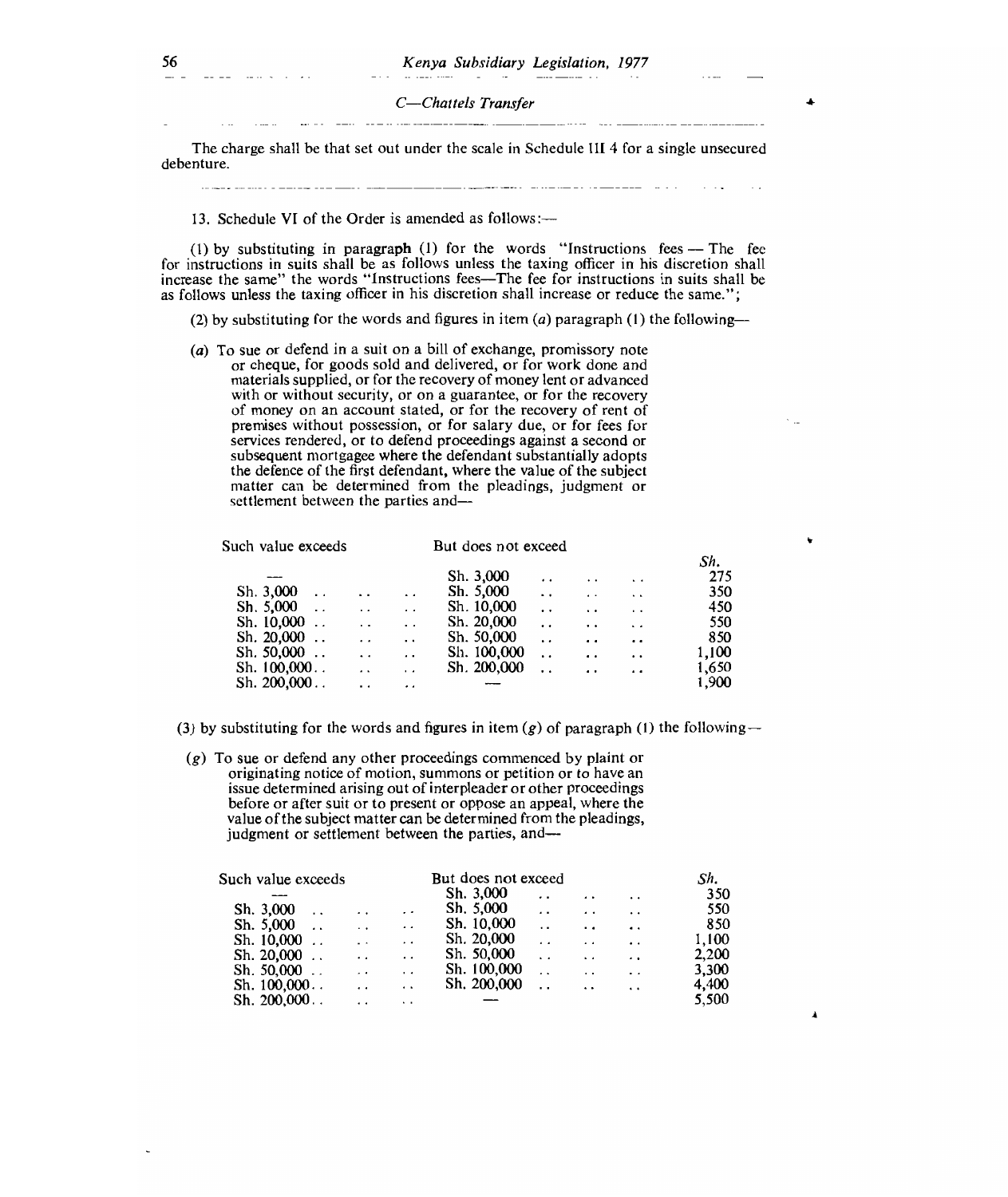*C—Chattels Transfer*

The charge shall be that set out under the scale in Schedule III 4 for a single unsecured debenture.

13. Schedule VI of the Order is amended as follows:—

(1) by substituting in paragraph (1) for the words "Instructions fees — The fee for instructions in suits shall be as follows unless the taxing officer in his discretion shall increase the same" the words "Instructions fees—The fee for instructions in suits shall be as follows unless the taxing officer in his discretion shall increase or reduce the same.";

(2) by substituting for the words and figures in item (*a*) paragraph (1) the following—

(*a*) To sue or defend in a suit on a bill of exchange, promissory note or cheque, for goods sold and delivered, or for work done and materials supplied, or for the recovery of money lent or advanced with or without security, or on a guarantee, or for the recovery of money on an account stated, or for the recovery of rent of premises without possession, or for salary due, or for fees for services rendered, or to defend proceedings against a second or subsequent mortgagee where the defendant substantially adopts the defence of the first defendant, where the value of the subject matter can be determined from the pleadings, judgment or settlement between the parties and—

| Such value exceeds | But does not exceed | *Sh.* |
|---|---|---|
| — | Sh. 3,000 | 275 |
| Sh. 3,000 | Sh. 5,000 | 350 |
| Sh. 5,000 | Sh. 10,000 | 450 |
| Sh. 10,000 | Sh. 20,000 | 550 |
| Sh. 20,000 | Sh. 50,000 | 850 |
| Sh. 50,000 | Sh. 100,000 | 1,100 |
| Sh. 100,000 | Sh. 200,000 | 1,650 |
| Sh. 200,000 | — | 1,900 |

(3) by substituting for the words and figures in item (*g*) of paragraph (1) the following—

(*g*) To sue or defend any other proceedings commenced by plaint or originating notice of motion, summons or petition or to have an issue determined arising out of interpleader or other proceedings before or after suit or to present or oppose an appeal, where the value of the subject matter can be determined from the pleadings, judgment or settlement between the parties, and—

| Such value exceeds | But does not exceed | *Sh.* |
|---|---|---|
| — | Sh. 3,000 | 350 |
| Sh. 3,000 | Sh. 5,000 | 550 |
| Sh. 5,000 | Sh. 10,000 | 850 |
| Sh. 10,000 | Sh. 20,000 | 1,100 |
| Sh. 20,000 | Sh. 50,000 | 2,200 |
| Sh. 50,000 | Sh. 100,000 | 3,300 |
| Sh. 100,000 | Sh. 200,000 | 4,400 |
| Sh. 200,000 | — | 5,500 |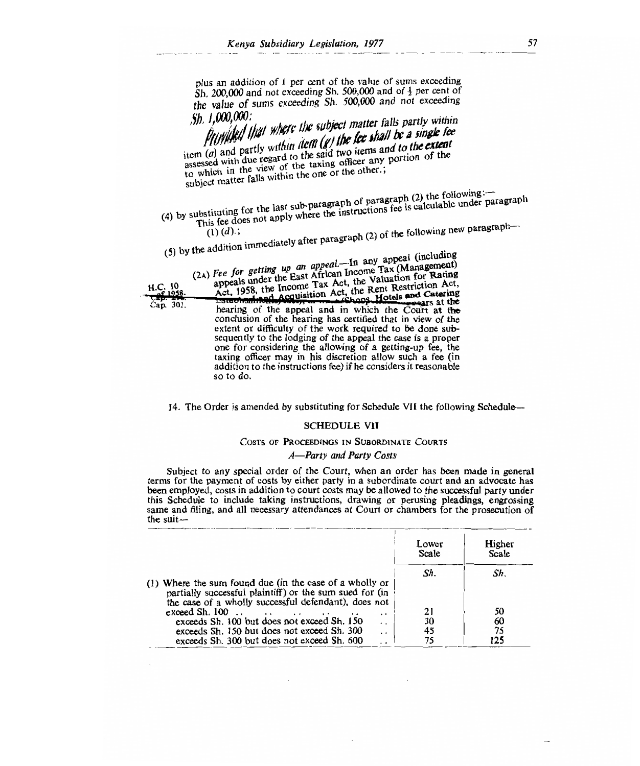plus an addition of 1 per cent of the value of sums exceeding Sh. 200,000 and not exceeding Sh. 500,000 and of ½ per cent of the value of sums exceeding Sh. 500,000 and not exceeding Sh. 1,000,000:

*Provided* that where the subject matter falls partly within item (*a*) and partly within item (*g*) the fee shall be a single fee assessed with due regard to the said two items and to the extent to which in the view of the taxing officer any portion of the subject matter falls within the one or the other.;

(4) by substituting for the last sub-paragraph of paragraph (2) the following:—

This fee does not apply where the instructions fee is calculable under paragraph (1) (*d*).;

(5) by the addition immediately after paragraph (2) of the following new paragraph—

H.C. 10 of 1958. Cap. 301.

(2A) *Fee for getting up an appeal*.—In any appeal (including appeals under the East African Income Tax (Management) Act, 1958, the Income Tax Act, the Valuation for Rating Act, the Land Acquisition Act, the Rent Restriction Act, Landlord and Tenant (Shops, Hotels and Catering Establishments) Act, ... appears at the hearing of the appeal and in which the Court at the conclusion of the hearing has certified that in view of the extent or difficulty of the work required to be done subsequently to the lodging of the appeal the case is a proper one for considering the allowing of a getting-up fee, the taxing officer may in his discretion allow such a fee (in addition to the instructions fee) if he considers it reasonable so to do.

14. The Order is amended by substituting for Schedule VII the following Schedule—

## SCHEDULE VII

### COSTS OF PROCEEDINGS IN SUBORDINATE COURTS

#### *A—Party and Party Costs*

Subject to any special order of the Court, when an order has been made in general terms for the payment of costs by either party in a subordinate court and an advocate has been employed, costs in addition to court costs may be allowed to the successful party under this Schedule to include taking instructions, drawing or perusing pleadings, engrossing same and filing, and all necessary attendances at Court or chambers for the prosecution of the suit—

| | Lower Scale | Higher Scale |
|---|---|---|
| | Sh. | Sh. |
| (1) Where the sum found due (in the case of a wholly or partially successful plaintiff) or the sum sued for (in the case of a wholly successful defendant), does not exceed Sh. 100 | 21 | 50 |
| exceeds Sh. 100 but does not exceed Sh. 150 | 30 | 60 |
| exceeds Sh. 150 but does not exceed Sh. 300 | 45 | 75 |
| exceeds Sh. 300 but does not exceed Sh. 600 | 75 | 125 |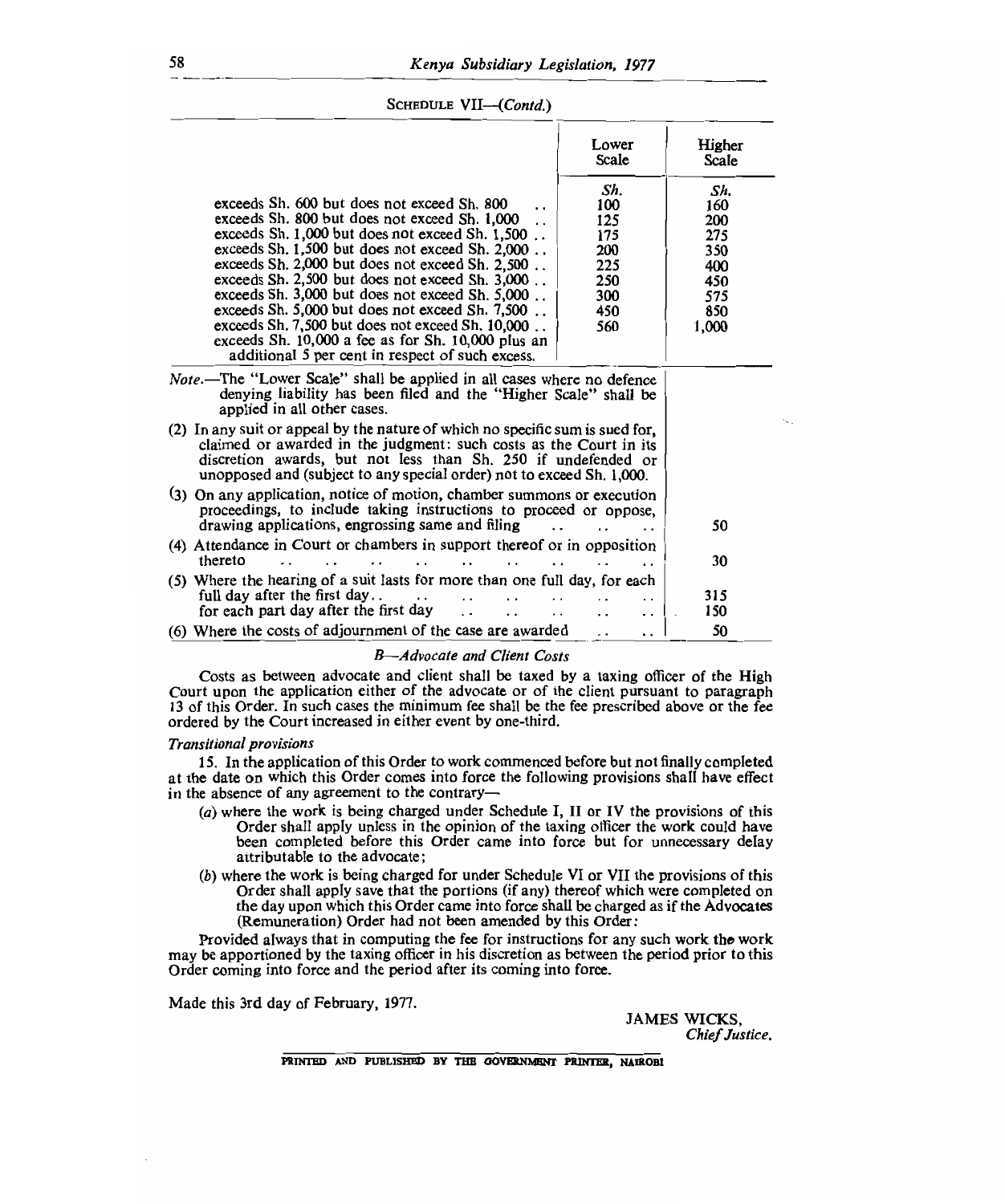SCHEDULE VII—(*Contd.*)

| | Lower Scale | Higher Scale |
|---|---|---|
| | *Sh.* | *Sh.* |
| exceeds Sh. 600 but does not exceed Sh. 800 .. | 100 | 160 |
| exceeds Sh. 800 but does not exceed Sh. 1,000 .. | 125 | 200 |
| exceeds Sh. 1,000 but does not exceed Sh. 1,500 .. | 175 | 275 |
| exceeds Sh. 1,500 but does not exceed Sh. 2,000 .. | 200 | 350 |
| exceeds Sh. 2,000 but does not exceed Sh. 2,500 .. | 225 | 400 |
| exceeds Sh. 2,500 but does not exceed Sh. 3,000 .. | 250 | 450 |
| exceeds Sh. 3,000 but does not exceed Sh. 5,000 .. | 300 | 575 |
| exceeds Sh. 5,000 but does not exceed Sh. 7,500 .. | 450 | 850 |
| exceeds Sh. 7,500 but does not exceed Sh. 10,000 .. | 560 | 1,000 |
| exceeds Sh. 10,000 a fee as for Sh. 10,000 plus an additional 5 per cent in respect of such excess. | | |

*Note.*—The "Lower Scale" shall be applied in all cases where no defence denying liability has been filed and the "Higher Scale" shall be applied in all other cases.

| | |
|---|---|
| (2) In any suit or appeal by the nature of which no specific sum is sued for, claimed or awarded in the judgment: such costs as the Court in its discretion awards, but not less than Sh. 250 if undefended or unopposed and (subject to any special order) not to exceed Sh. 1,000. | |
| (3) On any application, notice of motion, chamber summons or execution proceedings, to include taking instructions to proceed or oppose, drawing applications, engrossing same and filing .. .. .. | 50 |
| (4) Attendance in Court or chambers in support thereof or in opposition thereto .. .. .. .. .. .. .. .. | 30 |
| (5) Where the hearing of a suit lasts for more than one full day, for each full day after the first day.. .. .. .. .. .. .. | 315 |
| for each part day after the first day .. .. .. .. .. | 150 |
| (6) Where the costs of adjournment of the case are awarded .. .. | 50 |

### *B—Advocate and Client Costs*

Costs as between advocate and client shall be taxed by a taxing officer of the High Court upon the application either of the advocate or of the client pursuant to paragraph 13 of this Order. In such cases the minimum fee shall be the fee prescribed above or the fee ordered by the Court increased in either event by one-third.

*Transitional provisions*

15. In the application of this Order to work commenced before but not finally completed at the date on which this Order comes into force the following provisions shall have effect in the absence of any agreement to the contrary—

(*a*) where the work is being charged under Schedule I, II or IV the provisions of this Order shall apply unless in the opinion of the taxing officer the work could have been completed before this Order came into force but for unnecessary delay attributable to the advocate;

(*b*) where the work is being charged for under Schedule VI or VII the provisions of this Order shall apply save that the portions (if any) thereof which were completed on the day upon which this Order came into force shall be charged as if the Advocates (Remuneration) Order had not been amended by this Order:

Provided always that in computing the fee for instructions for any such work the work may be apportioned by the taxing officer in his discretion as between the period prior to this Order coming into force and the period after its coming into force.

Made this 3rd day of February, 1977.

JAMES WICKS,
*Chief Justice.*

PRINTED AND PUBLISHED BY THE GOVERNMENT PRINTER, NAIROBI